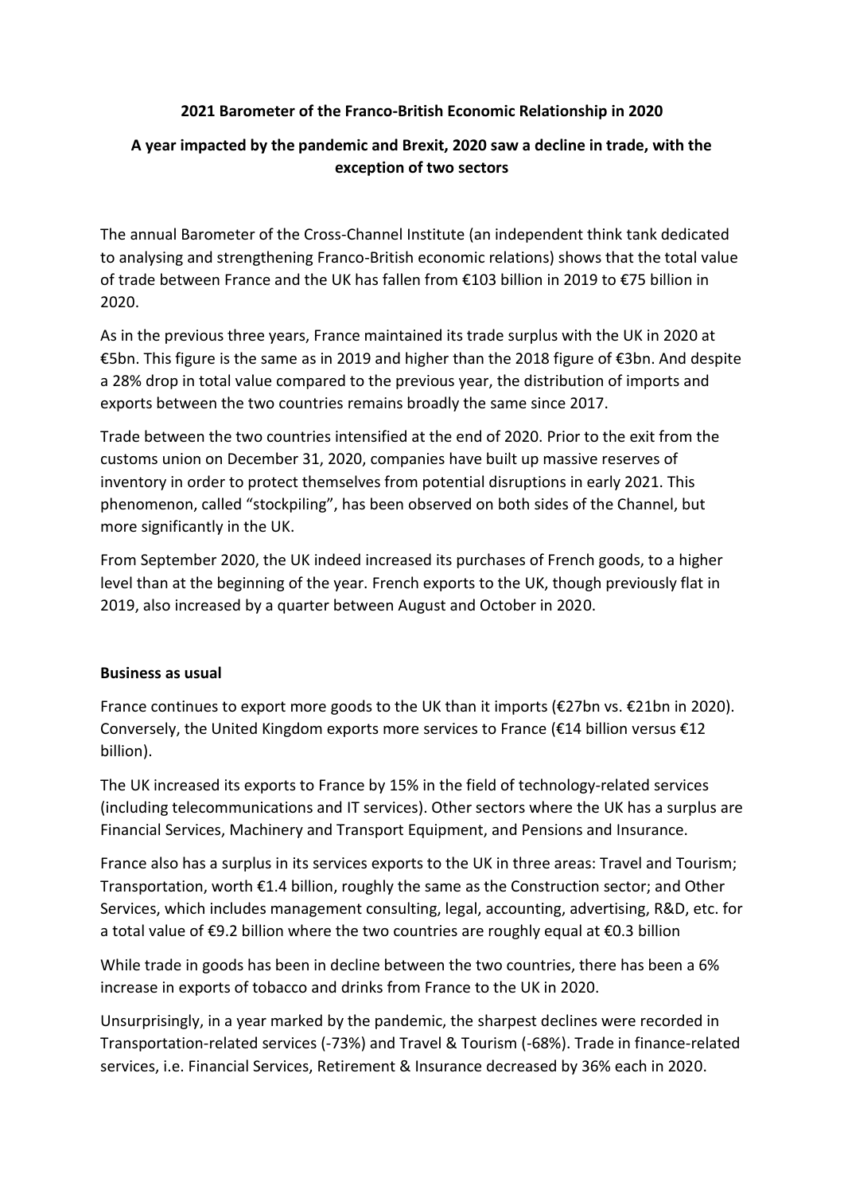**2021 Barometer of the Franco-British Economic Relationship in 2020**

**A year impacted by the pandemic and Brexit, 2020 saw a decline in trade, with the exception of two sectors**

The annual Barometer of the Cross-Channel Institute (an independent think tank dedicated to analysing and strengthening Franco-British economic relations) shows that the total value of trade between France and the UK has fallen from €103 billion in 2019 to €75 billion in 2020.

As in the previous three years, France maintained its trade surplus with the UK in 2020 at €5bn. This figure is the same as in 2019 and higher than the 2018 figure of €3bn. And despite a 28% drop in total value compared to the previous year, the distribution of imports and exports between the two countries remains broadly the same since 2017.

Trade between the two countries intensified at the end of 2020. Prior to the exit from the customs union on December 31, 2020, companies have built up massive reserves of inventory in order to protect themselves from potential disruptions in early 2021. This phenomenon, called "stockpiling", has been observed on both sides of the Channel, but more significantly in the UK.

From September 2020, the UK indeed increased its purchases of French goods, to a higher level than at the beginning of the year. French exports to the UK, though previously flat in 2019, also increased by a quarter between August and October in 2020.

**Business as usual**

France continues to export more goods to the UK than it imports (€27bn vs. €21bn in 2020). Conversely, the United Kingdom exports more services to France (€14 billion versus €12 billion).

The UK increased its exports to France by 15% in the field of technology-related services (including telecommunications and IT services). Other sectors where the UK has a surplus are Financial Services, Machinery and Transport Equipment, and Pensions and Insurance.

France also has a surplus in its services exports to the UK in three areas: Travel and Tourism; Transportation, worth €1.4 billion, roughly the same as the Construction sector; and Other Services, which includes management consulting, legal, accounting, advertising, R&D, etc. for a total value of €9.2 billion where the two countries are roughly equal at €0.3 billion

While trade in goods has been in decline between the two countries, there has been a 6% increase in exports of tobacco and drinks from France to the UK in 2020.

Unsurprisingly, in a year marked by the pandemic, the sharpest declines were recorded in Transportation-related services (-73%) and Travel & Tourism (-68%). Trade in finance-related services, i.e. Financial Services, Retirement & Insurance decreased by 36% each in 2020.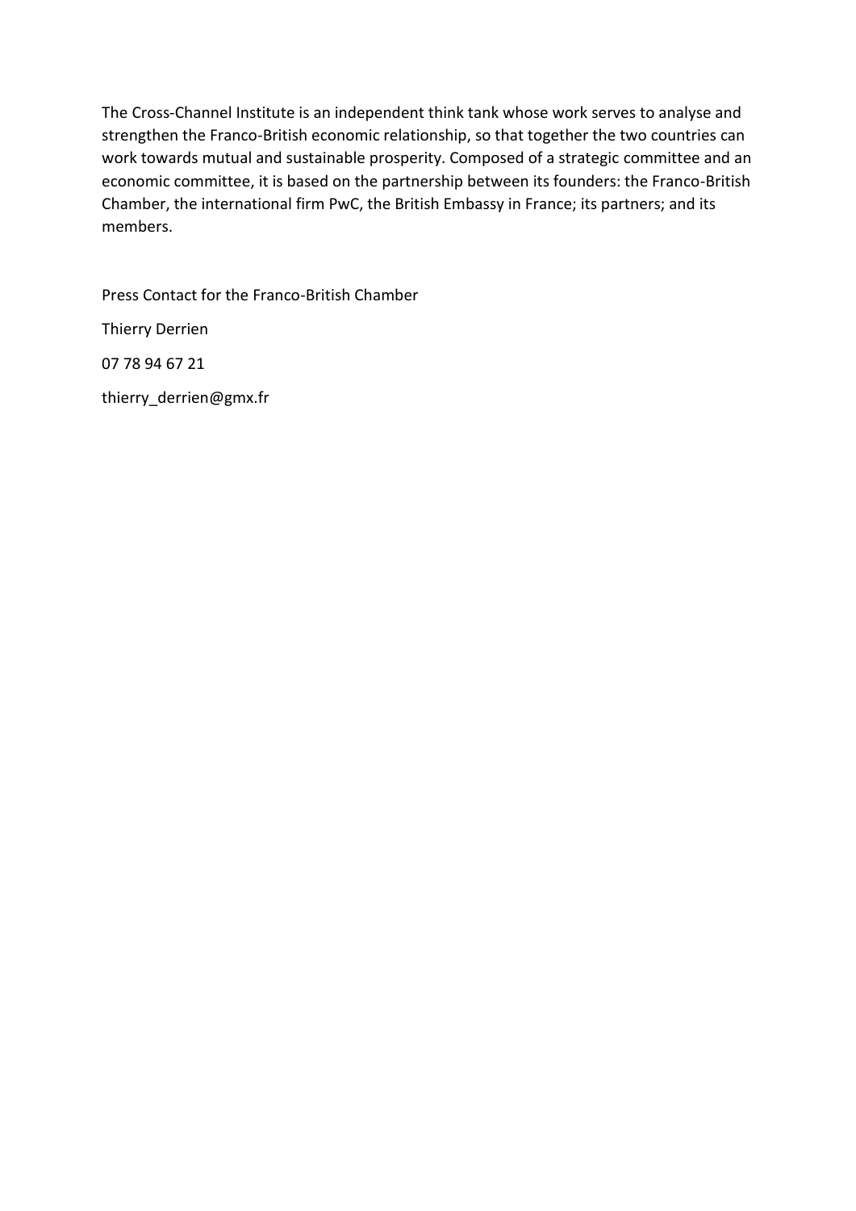The Cross-Channel Institute is an independent think tank whose work serves to analyse and strengthen the Franco-British economic relationship, so that together the two countries can work towards mutual and sustainable prosperity. Composed of a strategic committee and an economic committee, it is based on the partnership between its founders: the Franco-British Chamber, the international firm PwC, the British Embassy in France; its partners; and its members.

Press Contact for the Franco-British Chamber

Thierry Derrien

07 78 94 67 21

thierry_derrien@gmx.fr